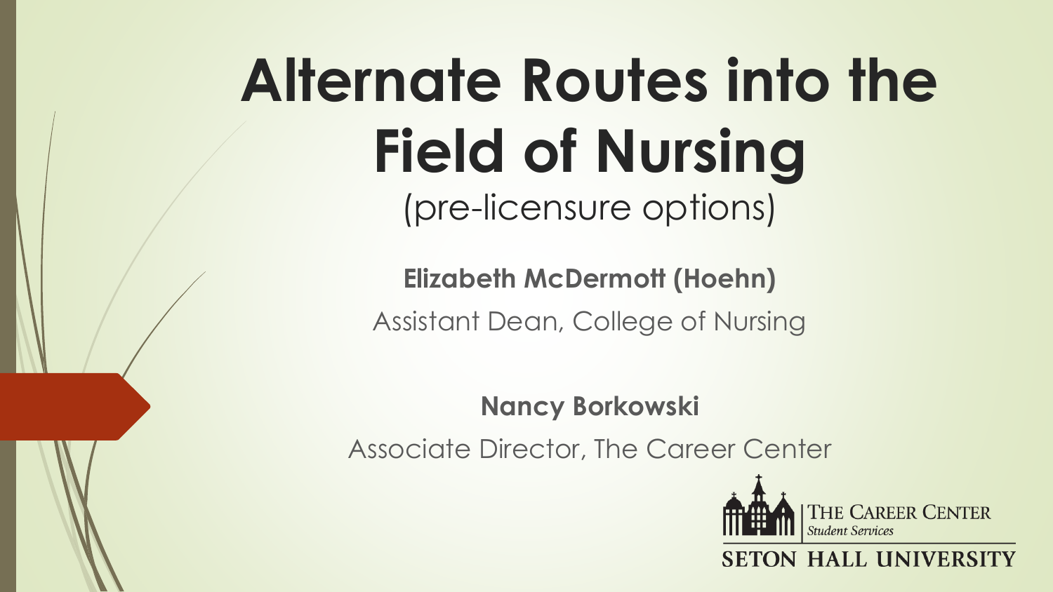# Alternate Routes into the Field of Nursing

(pre-licensure options)

**Elizabeth McDermott (Hoehn)**

Assistant Dean, College of Nursing

**Nancy Borkowski**

Associate Director, The Career Center

The Career Center
*Student Services*

SETON HALL UNIVERSITY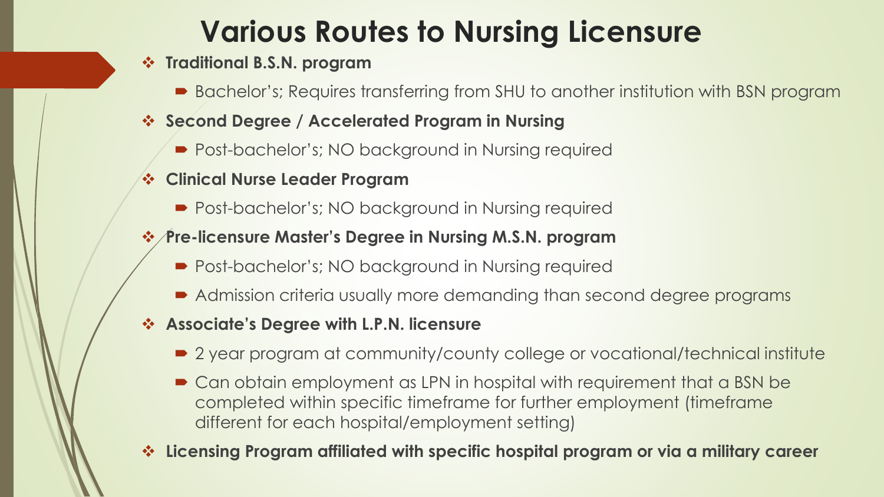# Various Routes to Nursing Licensure

- **Traditional B.S.N. program**
  - Bachelor's; Requires transferring from SHU to another institution with BSN program
- **Second Degree / Accelerated Program in Nursing**
  - Post-bachelor's; NO background in Nursing required
- **Clinical Nurse Leader Program**
  - Post-bachelor's; NO background in Nursing required
- **Pre-licensure Master's Degree in Nursing M.S.N. program**
  - Post-bachelor's; NO background in Nursing required
  - Admission criteria usually more demanding than second degree programs
- **Associate's Degree with L.P.N. licensure**
  - 2 year program at community/county college or vocational/technical institute
  - Can obtain employment as LPN in hospital with requirement that a BSN be completed within specific timeframe for further employment (timeframe different for each hospital/employment setting)
- **Licensing Program affiliated with specific hospital program or via a military career**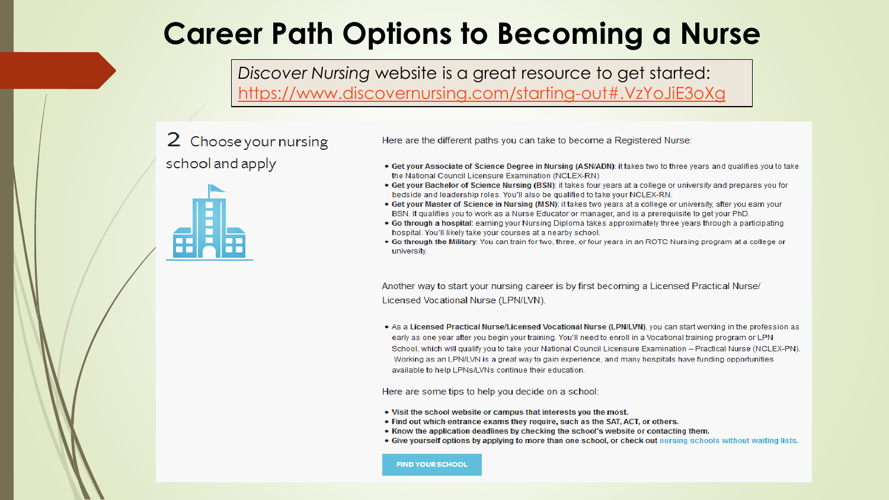# Career Path Options to Becoming a Nurse

*Discover Nursing* website is a great resource to get started: https://www.discovernursing.com/starting-out#.VzYoJiE3oXg

## 2 Choose your nursing school and apply

Here are the different paths you can take to become a Registered Nurse:

- **Get your Associate of Science Degree in Nursing (ASN/ADN):** it takes two to three years and qualifies you to take the National Council Licensure Examination (NCLEX-RN)
- **Get your Bachelor of Science Nursing (BSN):** it takes four years at a college or university and prepares you for bedside and leadership roles. You'll also be qualified to take your NCLEX-RN.
- **Get your Master of Science in Nursing (MSN):** it takes two years at a college or university, after you earn your BSN. It qualifies you to work as a Nurse Educator or manager, and is a prerequisite to get your PhD.
- **Go through a hospital:** earning your Nursing Diploma takes approximately three years through a participating hospital. You'll likely take your courses at a nearby school.
- **Go through the Military:** You can train for two, three, or four years in an ROTC Nursing program at a college or university.

Another way to start your nursing career is by first becoming a Licensed Practical Nurse/ Licensed Vocational Nurse (LPN/LVN).

- As a **Licensed Practical Nurse/Licensed Vocational Nurse (LPN/LVN)**, you can start working in the profession as early as one year after you begin your training. You'll need to enroll in a Vocational training program or LPN School, which will qualify you to take your National Council Licensure Examination – Practical Nurse (NCLEX-PN). Working as an LPN/LVN is a great way to gain experience, and many hospitals have funding opportunities available to help LPNs/LVNs continue their education.

Here are some tips to help you decide on a school:

- **Visit the school website or campus that interests you the most.**
- **Find out which entrance exams they require, such as the SAT, ACT, or others.**
- **Know the application deadlines by checking the school's website or contacting them.**
- **Give yourself options by applying to more than one school, or check out** nursing schools without waiting lists.

FIND YOUR SCHOOL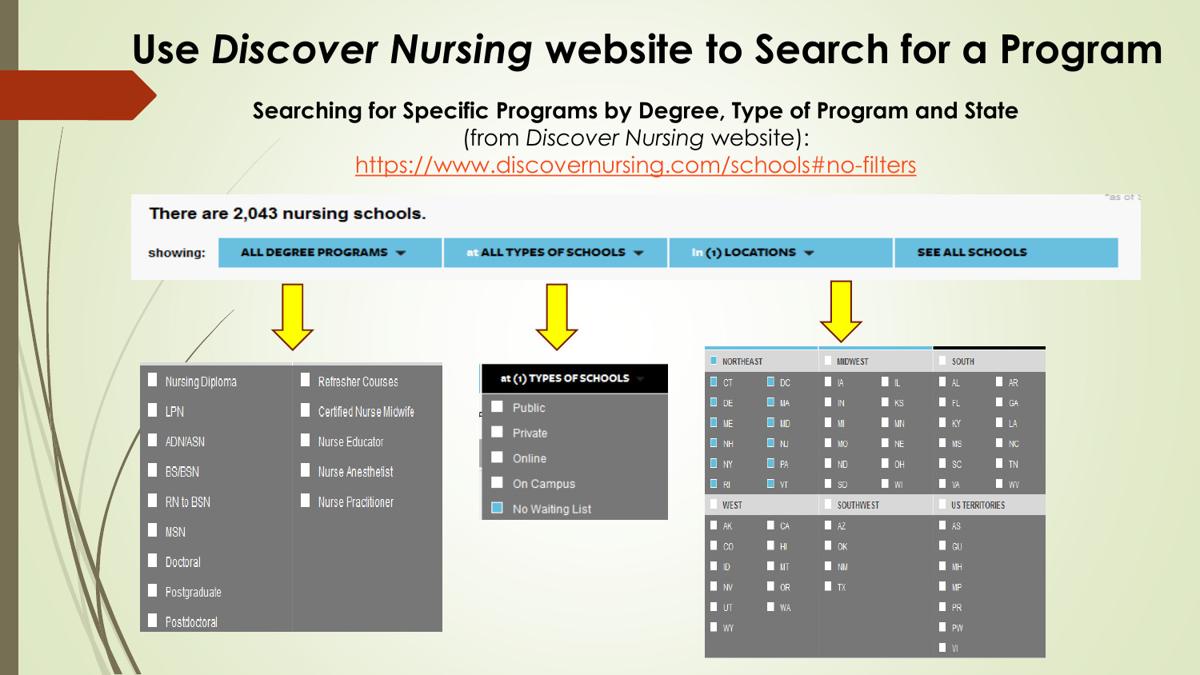# Use *Discover Nursing* website to Search for a Program

**Searching for Specific Programs by Degree, Type of Program and State**
(from *Discover Nursing* website):
https://www.discovernursing.com/schools#no-filters

There are 2,043 nursing schools.

showing: ALL DEGREE PROGRAMS | at ALL TYPES OF SCHOOLS | In (1) LOCATIONS | SEE ALL SCHOOLS

| | |
|---|---|
| Nursing Diploma | Refresher Courses |
| LPN | Certified Nurse Midwife |
| ADN/ASN | Nurse Educator |
| BS/BSN | Nurse Anesthetist |
| RN to BSN | Nurse Practitioner |
| MSN | |
| Doctoral | |
| Postgraduate | |
| Postdoctoral | |

at (1) TYPES OF SCHOOLS

- Public
- Private
- Online
- On Campus
- No Waiting List

| NORTHEAST | | MIDWEST | | SOUTH | |
|---|---|---|---|---|---|
| CT | DC | IA | IL | AL | AR |
| DE | MA | IN | KS | FL | GA |
| ME | MD | MI | MN | KY | LA |
| NH | NJ | MO | NE | MS | NC |
| NY | PA | ND | OH | SC | TN |
| RI | VT | SD | WI | VA | WV |
| **WEST** | | **SOUTHWEST** | | **US TERRITORIES** | |
| AK | CA | AZ | | AS | |
| CO | HI | OK | | GU | |
| ID | MT | NM | | MH | |
| NV | OR | TX | | MP | |
| UT | WA | | | PR | |
| WY | | | | PW | |
| | | | | VI | |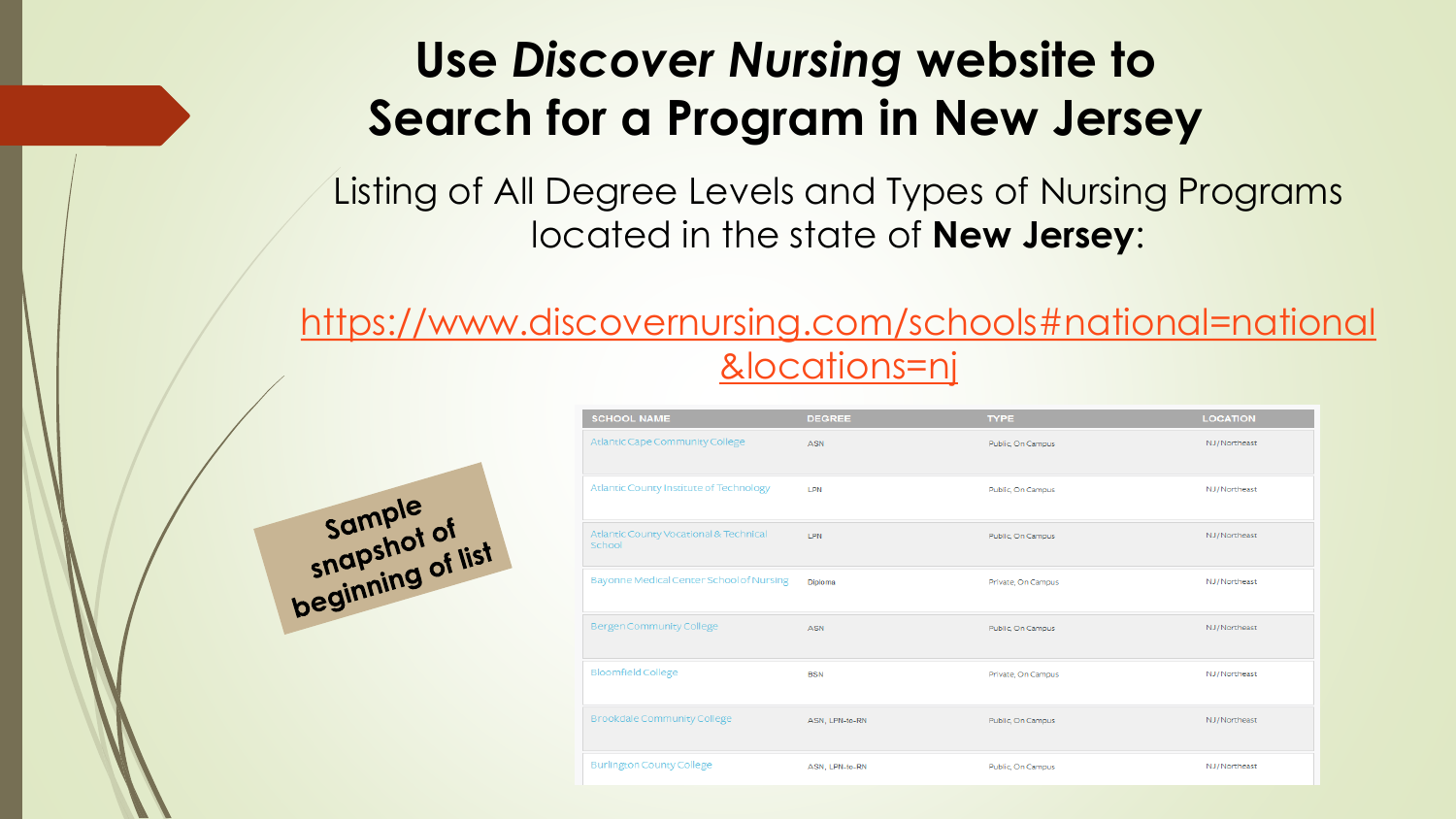# Use *Discover Nursing* website to Search for a Program in New Jersey

Listing of All Degree Levels and Types of Nursing Programs located in the state of **New Jersey**:

https://www.discovernursing.com/schools#national=national&locations=nj

Sample snapshot of beginning of list

| SCHOOL NAME | DEGREE | TYPE | LOCATION |
| --- | --- | --- | --- |
| Atlantic Cape Community College | ASN | Public, On Campus | NJ/Northeast |
| Atlantic County Institute of Technology | LPN | Public, On Campus | NJ/Northeast |
| Atlantic County Vocational & Technical School | LPN | Public, On Campus | NJ/Northeast |
| Bayonne Medical Center School of Nursing | Diploma | Private, On Campus | NJ/Northeast |
| Bergen Community College | ASN | Public, On Campus | NJ/Northeast |
| Bloomfield College | BSN | Private, On Campus | NJ/Northeast |
| Brookdale Community College | ASN, LPN-to-RN | Public, On Campus | NJ/Northeast |
| Burlington County College | ASN, LPN-to-RN | Public, On Campus | NJ/Northeast |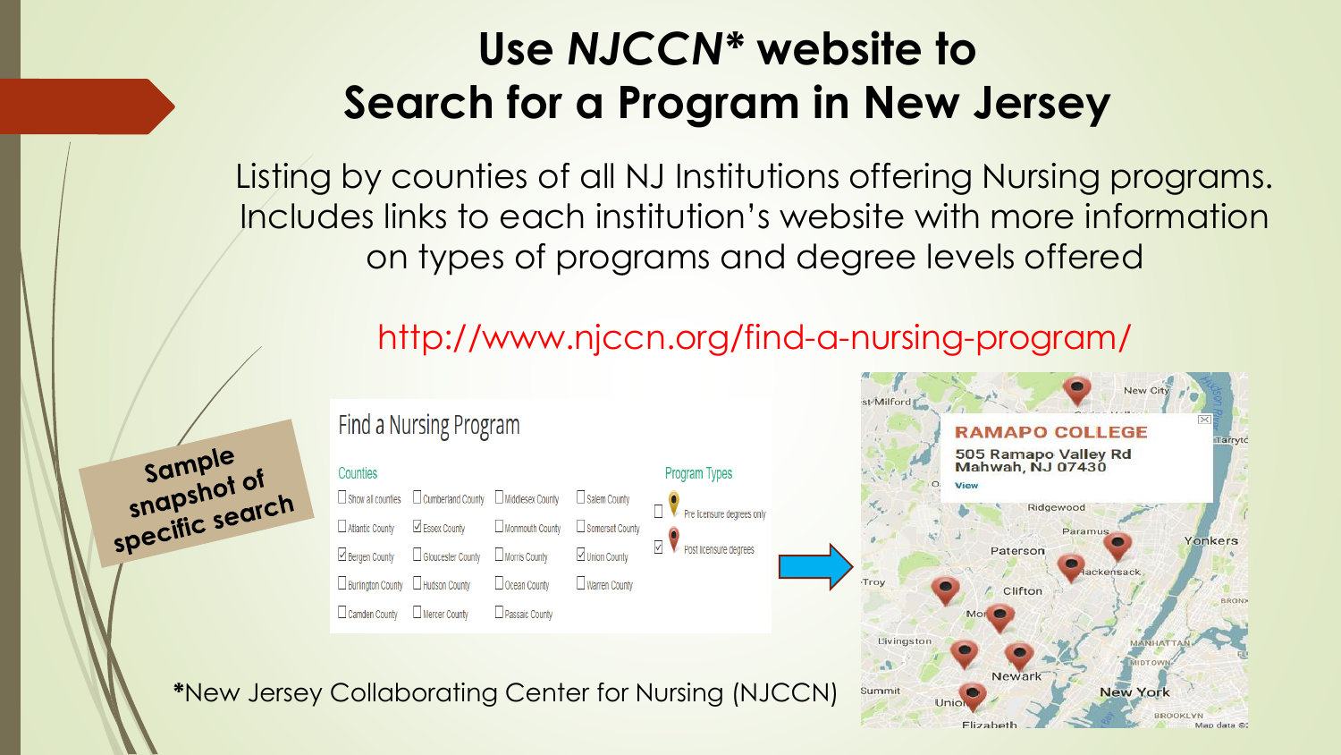# Use *NJCCN** website to Search for a Program in New Jersey

Listing by counties of all NJ Institutions offering Nursing programs. Includes links to each institution's website with more information on types of programs and degree levels offered

http://www.njccn.org/find-a-nursing-program/

Sample snapshot of specific search

**Find a Nursing Program**

**Counties**

- ☐ Show all counties
- ☐ Cumberland County
- ☐ Middlesex County
- ☐ Salem County
- ☐ Atlantic County
- ☑ Essex County
- ☐ Monmouth County
- ☐ Somerset County
- ☑ Bergen County
- ☐ Gloucester County
- ☐ Morris County
- ☑ Union County
- ☐ Burlington County
- ☐ Hudson County
- ☐ Ocean County
- ☐ Warren County
- ☐ Camden County
- ☐ Mercer County
- ☐ Passaic County

**Program Types**

- ☐ Pre licensure degrees only
- ☑ Post licensure degrees

**RAMAPO COLLEGE**
505 Ramapo Valley Rd
Mahwah, NJ 07430
View

***New Jersey Collaborating Center for Nursing (NJCCN)**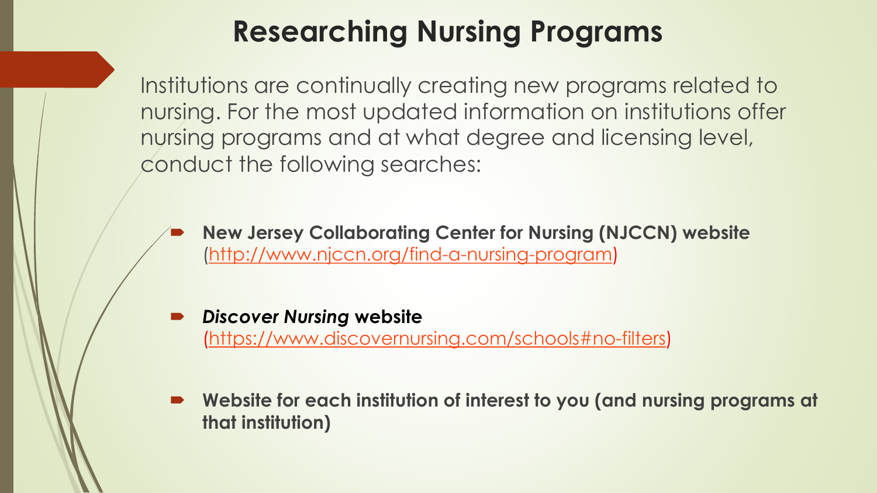# Researching Nursing Programs

Institutions are continually creating new programs related to nursing. For the most updated information on institutions offer nursing programs and at what degree and licensing level, conduct the following searches:

- **New Jersey Collaborating Center for Nursing (NJCCN) website** (http://www.njccn.org/find-a-nursing-program)
- ***Discover Nursing* website** (https://www.discovernursing.com/schools#no-filters)
- **Website for each institution of interest to you (and nursing programs at that institution)**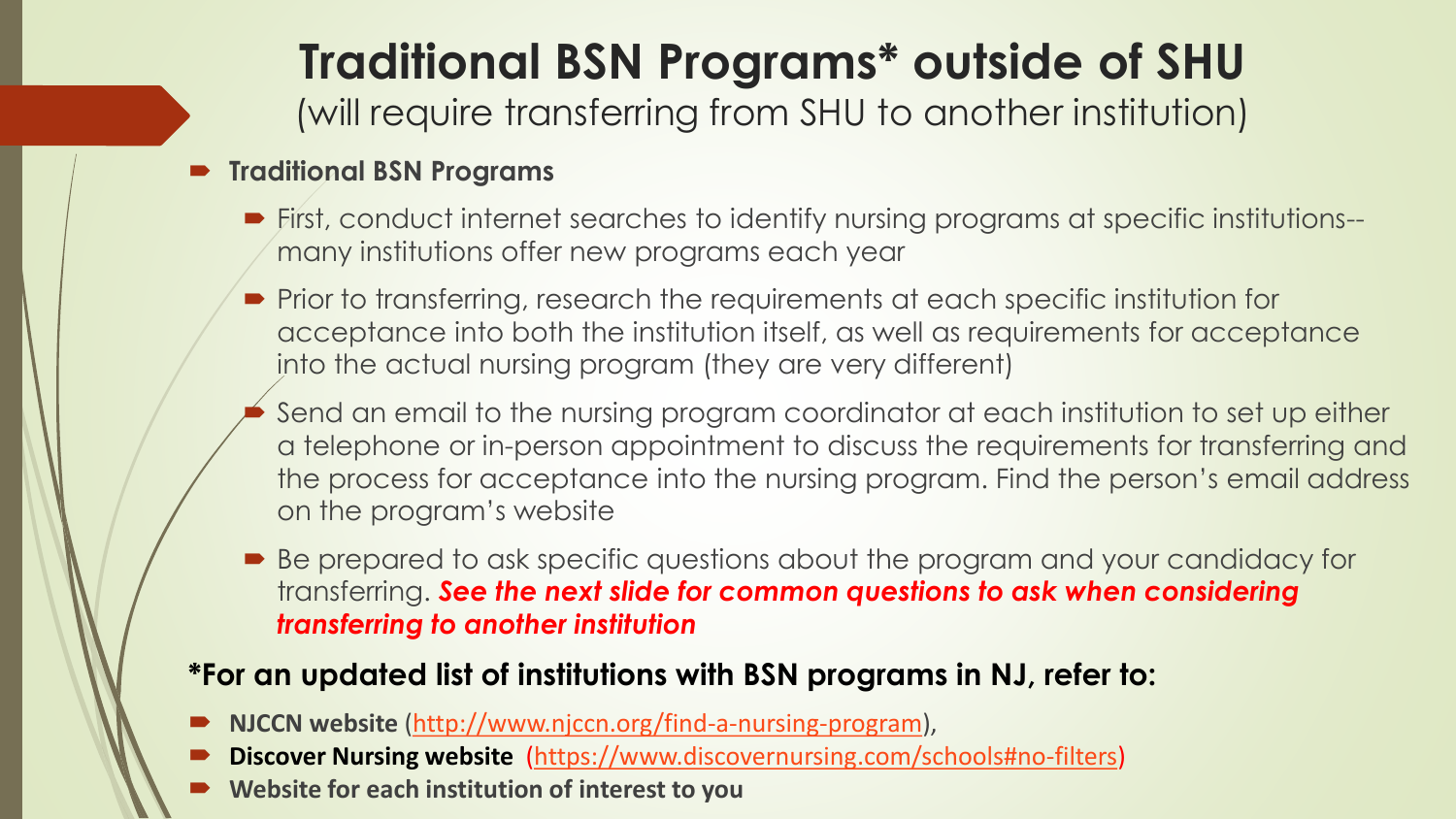# Traditional BSN Programs* outside of SHU

(will require transferring from SHU to another institution)

- **Traditional BSN Programs**
  - First, conduct internet searches to identify nursing programs at specific institutions--many institutions offer new programs each year
  - Prior to transferring, research the requirements at each specific institution for acceptance into both the institution itself, as well as requirements for acceptance into the actual nursing program (they are very different)
  - Send an email to the nursing program coordinator at each institution to set up either a telephone or in-person appointment to discuss the requirements for transferring and the process for acceptance into the nursing program. Find the person's email address on the program's website
  - Be prepared to ask specific questions about the program and your candidacy for transferring. ***See the next slide for common questions to ask when considering transferring to another institution***

**\*For an updated list of institutions with BSN programs in NJ, refer to:**

- **NJCCN website** (http://www.njccn.org/find-a-nursing-program),
- **Discover Nursing website** (https://www.discovernursing.com/schools#no-filters)
- **Website for each institution of interest to you**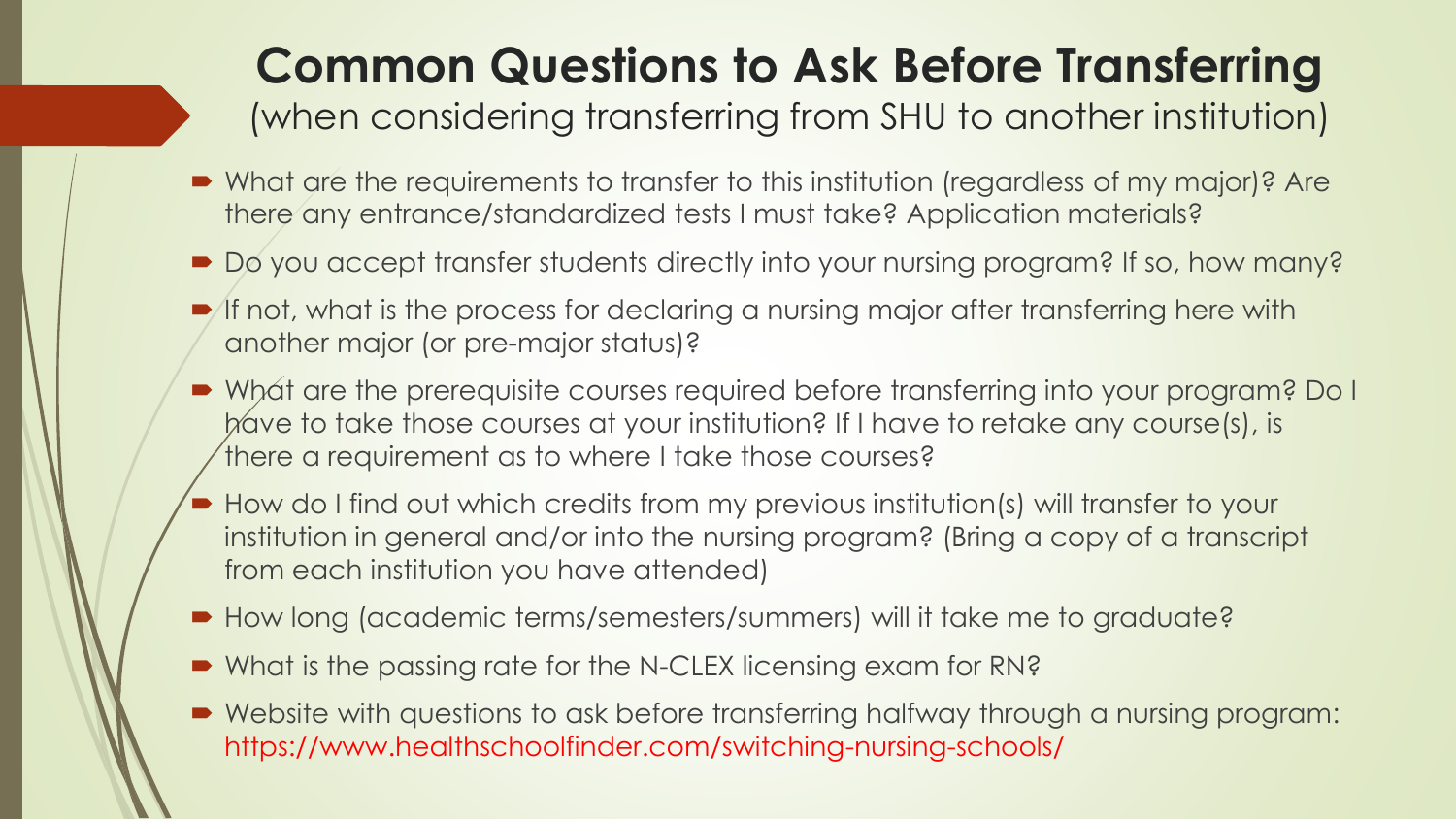# Common Questions to Ask Before Transferring

(when considering transferring from SHU to another institution)

- What are the requirements to transfer to this institution (regardless of my major)? Are there any entrance/standardized tests I must take? Application materials?
- Do you accept transfer students directly into your nursing program? If so, how many?
- If not, what is the process for declaring a nursing major after transferring here with another major (or pre-major status)?
- What are the prerequisite courses required before transferring into your program? Do I have to take those courses at your institution? If I have to retake any course(s), is there a requirement as to where I take those courses?
- How do I find out which credits from my previous institution(s) will transfer to your institution in general and/or into the nursing program? (Bring a copy of a transcript from each institution you have attended)
- How long (academic terms/semesters/summers) will it take me to graduate?
- What is the passing rate for the N-CLEX licensing exam for RN?
- Website with questions to ask before transferring halfway through a nursing program: https://www.healthschoolfinder.com/switching-nursing-schools/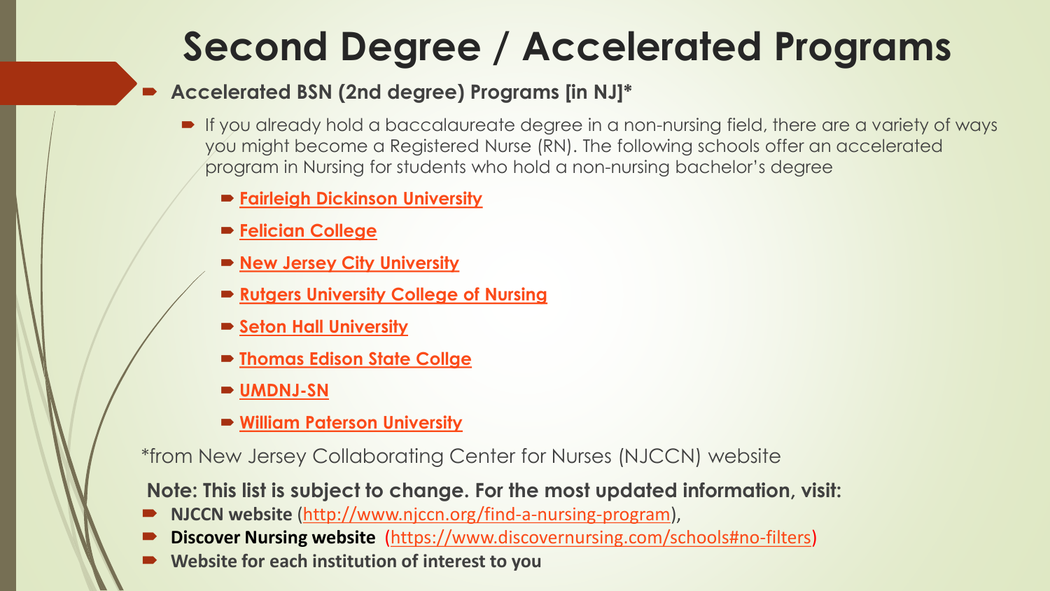# Second Degree / Accelerated Programs

- **Accelerated BSN (2nd degree) Programs [in NJ]***
  - If you already hold a baccalaureate degree in a non-nursing field, there are a variety of ways you might become a Registered Nurse (RN). The following schools offer an accelerated program in Nursing for students who hold a non-nursing bachelor's degree
    - **Fairleigh Dickinson University**
    - **Felician College**
    - **New Jersey City University**
    - **Rutgers University College of Nursing**
    - **Seton Hall University**
    - **Thomas Edison State Collge**
    - **UMDNJ-SN**
    - **William Paterson University**

*from New Jersey Collaborating Center for Nurses (NJCCN) website

**Note: This list is subject to change. For the most updated information, visit:**

- **NJCCN website** (http://www.njccn.org/find-a-nursing-program),
- **Discover Nursing website** (https://www.discovernursing.com/schools#no-filters)
- **Website for each institution of interest to you**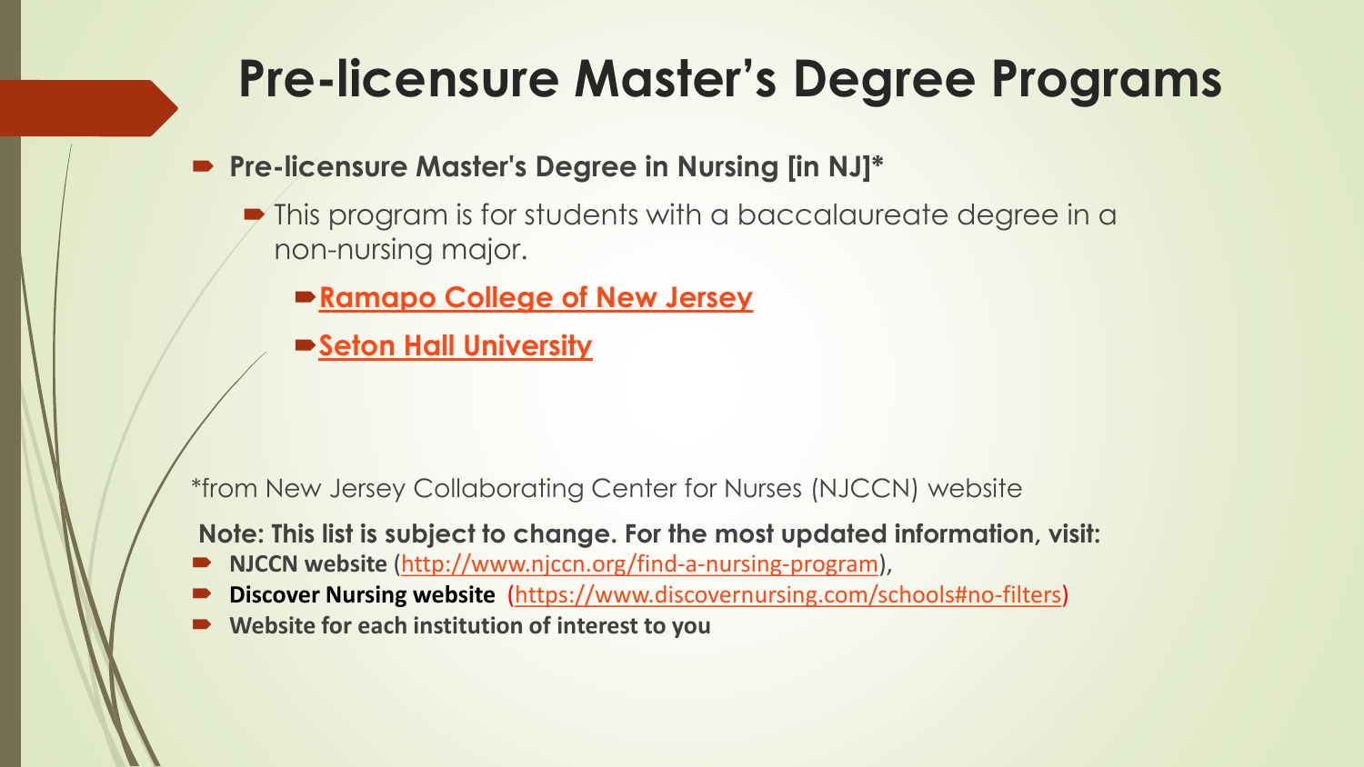# Pre-licensure Master's Degree Programs

- **Pre-licensure Master's Degree in Nursing [in NJ]***
  - This program is for students with a baccalaureate degree in a non-nursing major.
    - **Ramapo College of New Jersey**
    - **Seton Hall University**

*from New Jersey Collaborating Center for Nurses (NJCCN) website

**Note: This list is subject to change. For the most updated information, visit:**

- **NJCCN website** (http://www.njccn.org/find-a-nursing-program),
- **Discover Nursing website** (https://www.discovernursing.com/schools#no-filters)
- **Website for each institution of interest to you**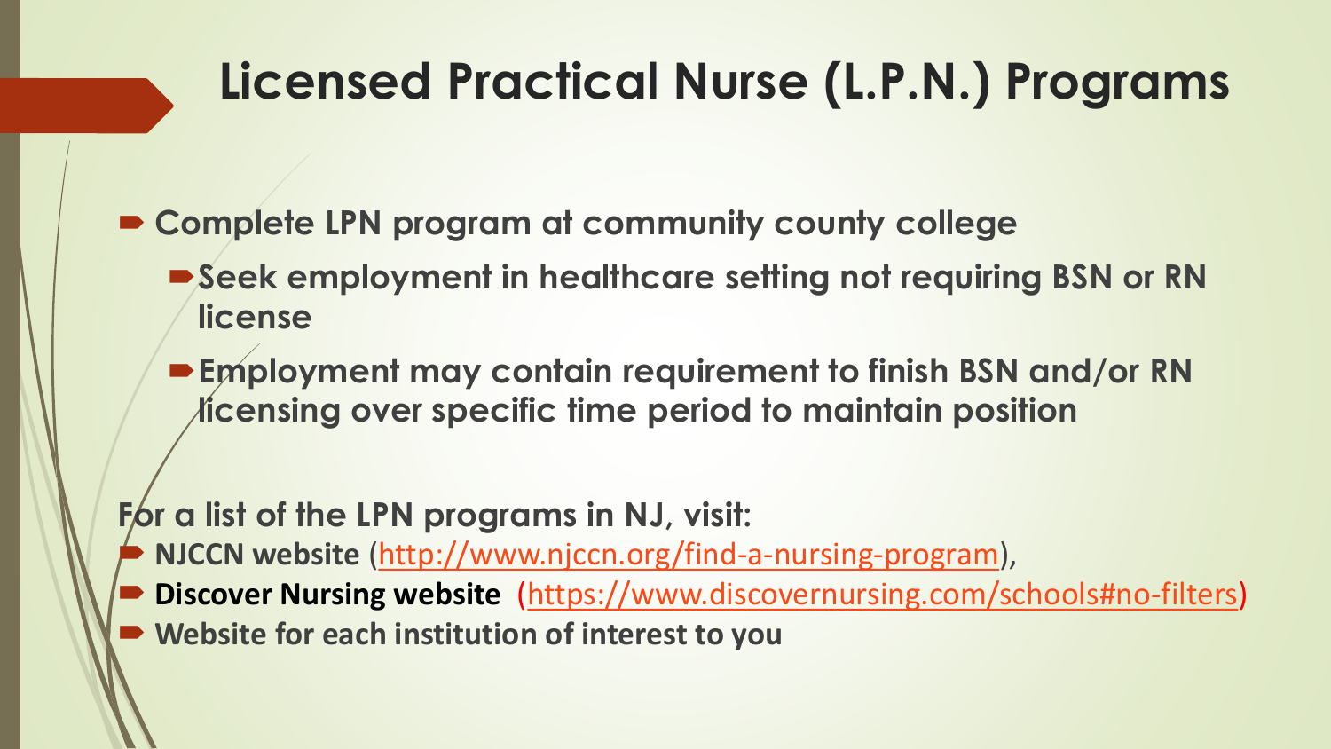# Licensed Practical Nurse (L.P.N.) Programs

- **Complete LPN program at community county college**
  - **Seek employment in healthcare setting not requiring BSN or RN license**
  - **Employment may contain requirement to finish BSN and/or RN licensing over specific time period to maintain position**

**For a list of the LPN programs in NJ, visit:**

- **NJCCN website** (http://www.njccn.org/find-a-nursing-program),
- **Discover Nursing website** (https://www.discovernursing.com/schools#no-filters)
- **Website for each institution of interest to you**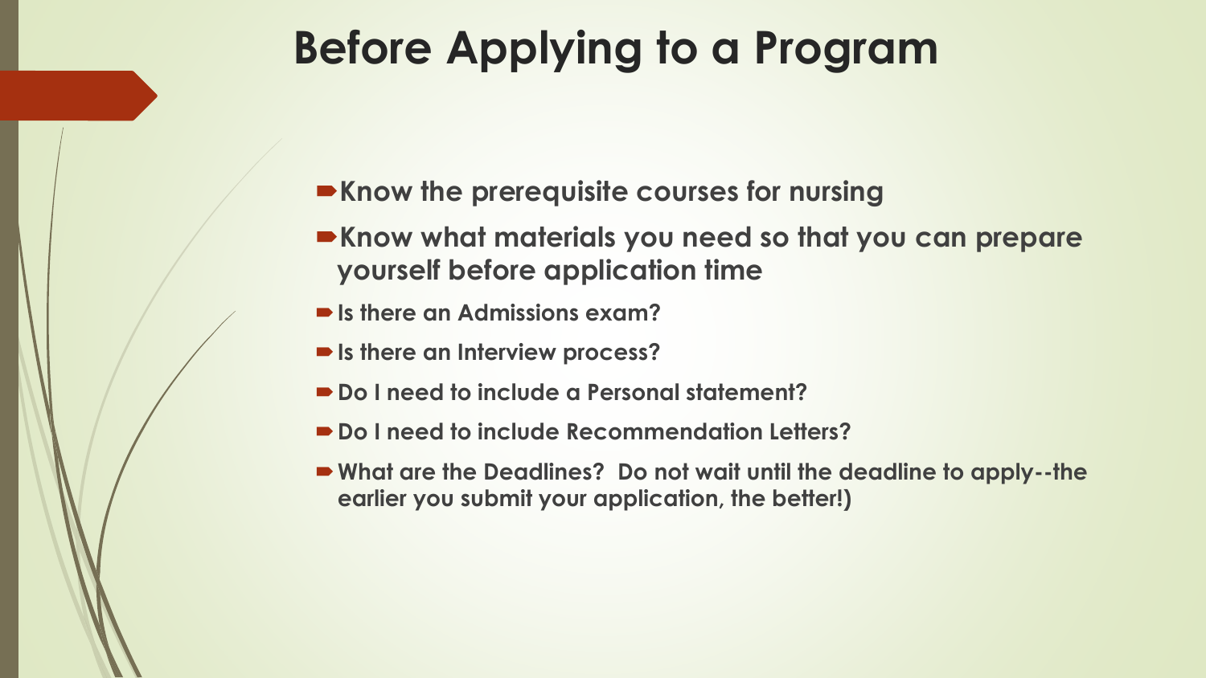# Before Applying to a Program

- **Know the prerequisite courses for nursing**
- **Know what materials you need so that you can prepare yourself before application time**
- **Is there an Admissions exam?**
- **Is there an Interview process?**
- **Do I need to include a Personal statement?**
- **Do I need to include Recommendation Letters?**
- **What are the Deadlines? Do not wait until the deadline to apply--the earlier you submit your application, the better!)**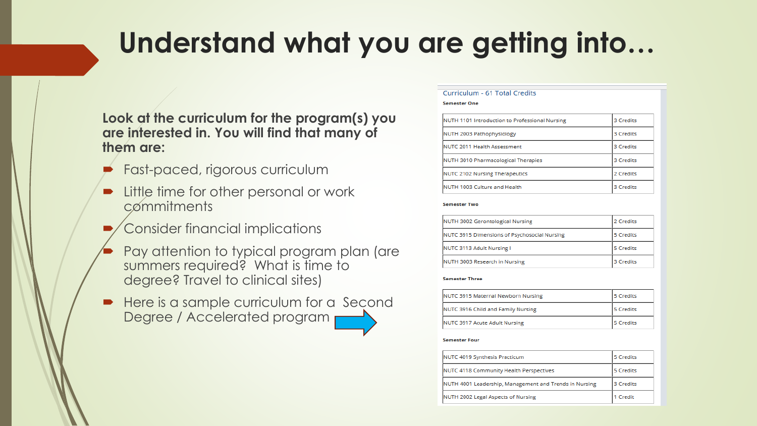# Understand what you are getting into…

**Look at the curriculum for the program(s) you are interested in. You will find that many of them are:**

- Fast-paced, rigorous curriculum
- Little time for other personal or work commitments
- Consider financial implications
- Pay attention to typical program plan (are summers required? What is time to degree? Travel to clinical sites)
- Here is a sample curriculum for a Second Degree / Accelerated program

Curriculum - 61 Total Credits

**Semester One**

| Course | Credits |
|---|---|
| NUTH 1101 Introduction to Professional Nursing | 3 Credits |
| NUTH 2003 Pathophysiology | 3 Credits |
| NUTC 2011 Health Assessment | 3 Credits |
| NUTH 3010 Pharmacological Therapies | 3 Credits |
| NUTC 2102 Nursing Therapeutics | 2 Credits |
| NUTH 1003 Culture and Health | 3 Credits |

**Semester Two**

| Course | Credits |
|---|---|
| NUTH 3002 Gerontological Nursing | 2 Credits |
| NUTC 3915 Dimensions of Psychosocial Nursing | 5 Credits |
| NUTC 3113 Adult Nursing I | 5 Credits |
| NUTH 3003 Research in Nursing | 3 Credits |

**Semester Three**

| Course | Credits |
|---|---|
| NUTC 3915 Maternal Newborn Nursing | 5 Credits |
| NUTC 3916 Child and Family Nursing | 5 Credits |
| NUTC 3917 Acute Adult Nursing | 5 Credits |

**Semester Four**

| Course | Credits |
|---|---|
| NUTC 4019 Synthesis Practicum | 5 Credits |
| NUTC 4118 Community Health Perspectives | 5 Credits |
| NUTH 4001 Leadership, Management and Trends in Nursing | 3 Credits |
| NUTH 2002 Legal Aspects of Nursing | 1 Credit |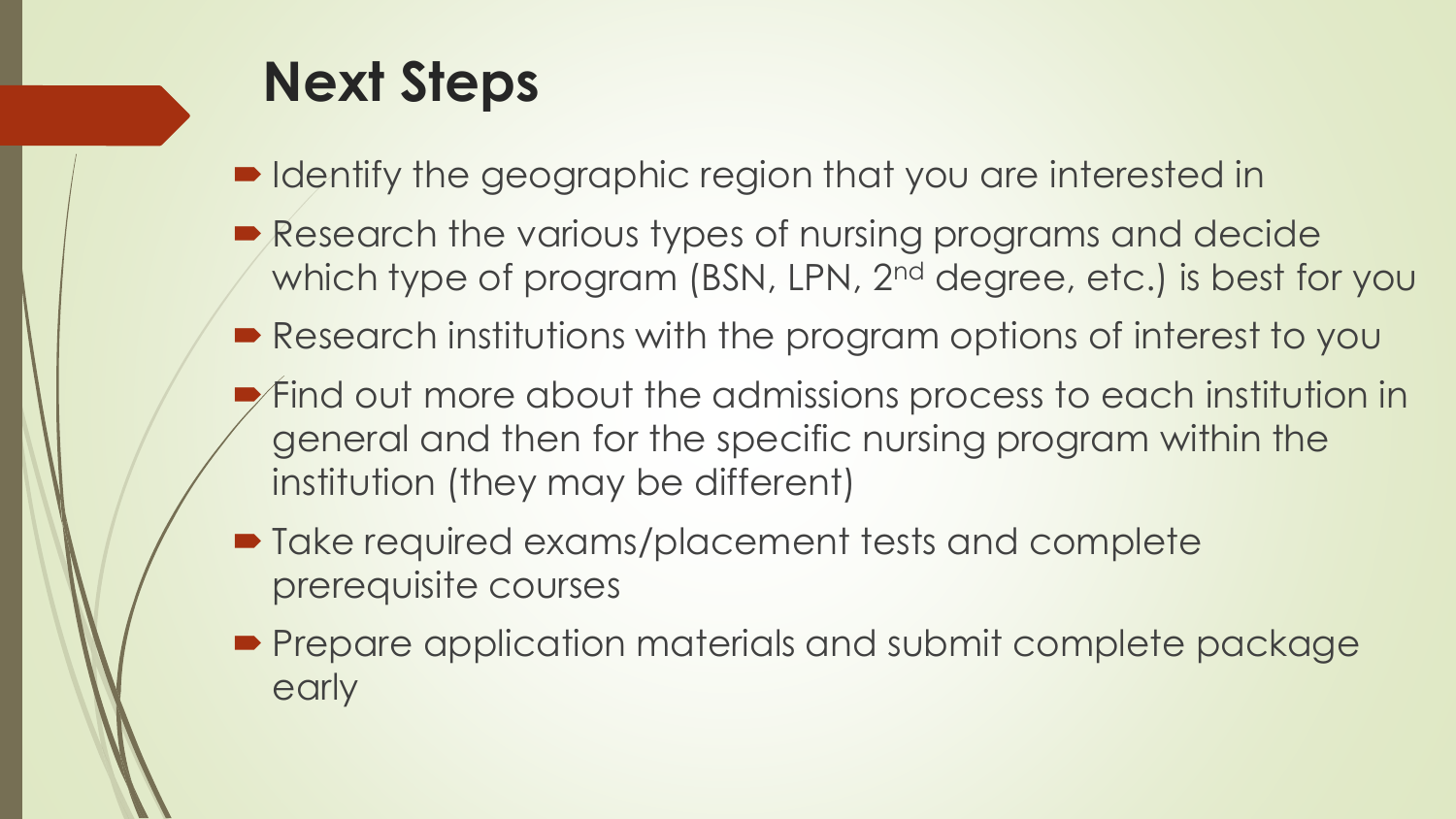# Next Steps

- Identify the geographic region that you are interested in
- Research the various types of nursing programs and decide which type of program (BSN, LPN, 2nd degree, etc.) is best for you
- Research institutions with the program options of interest to you
- Find out more about the admissions process to each institution in general and then for the specific nursing program within the institution (they may be different)
- Take required exams/placement tests and complete prerequisite courses
- Prepare application materials and submit complete package early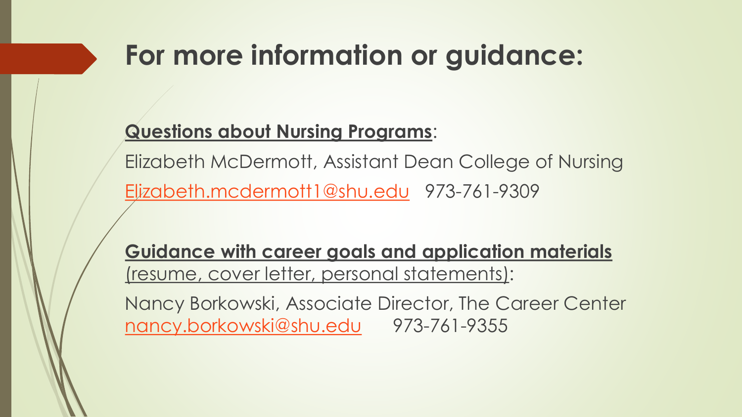# For more information or guidance:

**Questions about Nursing Programs**:

Elizabeth McDermott, Assistant Dean College of Nursing

Elizabeth.mcdermott1@shu.edu 973-761-9309

**Guidance with career goals and application materials** (resume, cover letter, personal statements):

Nancy Borkowski, Associate Director, The Career Center
nancy.borkowski@shu.edu 973-761-9355